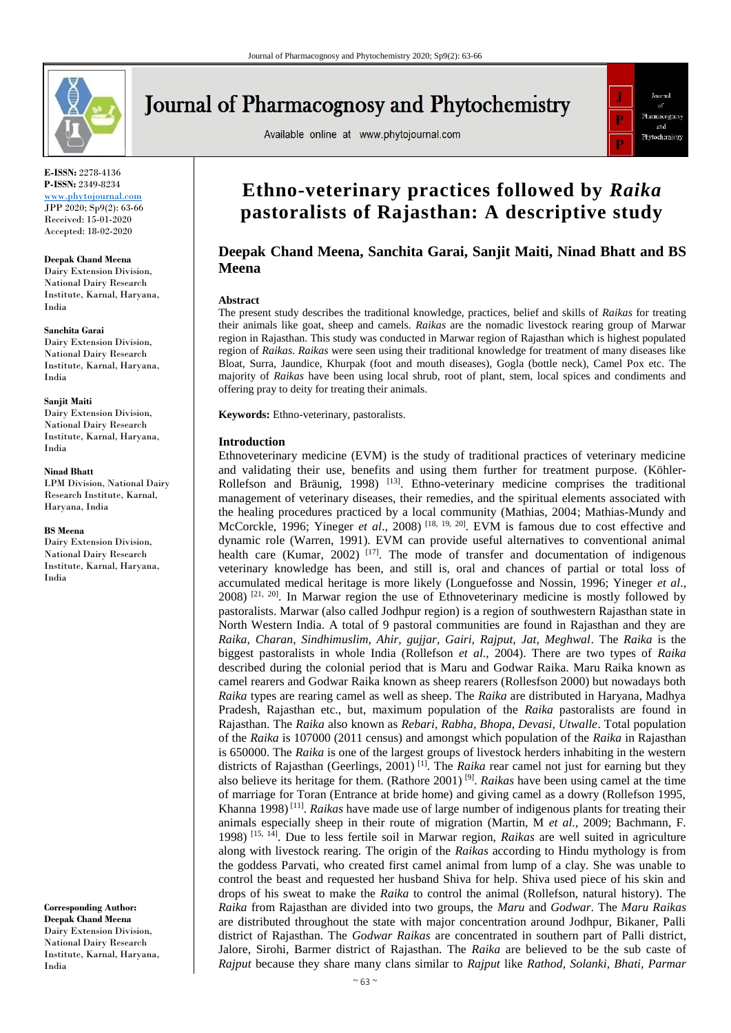E-ISSN: 2278-4136
P-ISSN: 2349-8234
www.phytojournal.com
JPP 2020; Sp9(2): 63-66
Received: 15-01-2020
Accepted: 18-02-2020

**Deepak Chand Meena**
Dairy Extension Division, National Dairy Research Institute, Karnal, Haryana, India

**Sanchita Garai**
Dairy Extension Division, National Dairy Research Institute, Karnal, Haryana, India

**Sanjit Maiti**
Dairy Extension Division, National Dairy Research Institute, Karnal, Haryana, India

**Ninad Bhatt**
LPM Division, National Dairy Research Institute, Karnal, Haryana, India

**BS Meena**
Dairy Extension Division, National Dairy Research Institute, Karnal, Haryana, India

**Corresponding Author:**
**Deepak Chand Meena**
Dairy Extension Division, National Dairy Research Institute, Karnal, Haryana, India

# Ethno-veterinary practices followed by *Raika* pastoralists of Rajasthan: A descriptive study

## Deepak Chand Meena, Sanchita Garai, Sanjit Maiti, Ninad Bhatt and BS Meena

### Abstract

The present study describes the traditional knowledge, practices, belief and skills of *Raikas* for treating their animals like goat, sheep and camels. *Raikas* are the nomadic livestock rearing group of Marwar region in Rajasthan. This study was conducted in Marwar region of Rajasthan which is highest populated region of *Raikas*. *Raikas* were seen using their traditional knowledge for treatment of many diseases like Bloat, Surra, Jaundice, Khurpak (foot and mouth diseases), Gogla (bottle neck), Camel Pox etc. The majority of *Raikas* have been using local shrub, root of plant, stem, local spices and condiments and offering pray to deity for treating their animals.

**Keywords:** Ethno-veterinary, pastoralists.

### Introduction

Ethnoveterinary medicine (EVM) is the study of traditional practices of veterinary medicine and validating their use, benefits and using them further for treatment purpose. (Köhler-Rollefson and Bräunig, 1998) [13]. Ethno-veterinary medicine comprises the traditional management of veterinary diseases, their remedies, and the spiritual elements associated with the healing procedures practiced by a local community (Mathias, 2004; Mathias-Mundy and McCorckle, 1996; Yineger *et al*., 2008) [18, 19, 20]. EVM is famous due to cost effective and dynamic role (Warren, 1991). EVM can provide useful alternatives to conventional animal health care (Kumar, 2002) [17]. The mode of transfer and documentation of indigenous veterinary knowledge has been, and still is, oral and chances of partial or total loss of accumulated medical heritage is more likely (Longuefosse and Nossin, 1996; Yineger *et al*., 2008) [21, 20]. In Marwar region the use of Ethnoveterinary medicine is mostly followed by pastoralists. Marwar (also called Jodhpur region) is a region of southwestern Rajasthan state in North Western India. A total of 9 pastoral communities are found in Rajasthan and they are *Raika, Charan, Sindhimuslim, Ahir, gujjar, Gairi, Rajput, Jat, Meghwal*. The *Raika* is the biggest pastoralists in whole India (Rollefson *et al*., 2004). There are two types of *Raika* described during the colonial period that is Maru and Godwar Raika. Maru Raika known as camel rearers and Godwar Raika known as sheep rearers (Rollesfson 2000) but nowadays both *Raika* types are rearing camel as well as sheep. The *Raika* are distributed in Haryana, Madhya Pradesh, Rajasthan etc., but, maximum population of the *Raika* pastoralists are found in Rajasthan. The *Raika* also known as *Rebari, Rabha, Bhopa, Devasi, Utwalle*. Total population of the *Raika* is 107000 (2011 census) and amongst which population of the *Raika* in Rajasthan is 650000. The *Raika* is one of the largest groups of livestock herders inhabiting in the western districts of Rajasthan (Geerlings, 2001) [1]. The *Raika* rear camel not just for earning but they also believe its heritage for them. (Rathore 2001) [9]. *Raikas* have been using camel at the time of marriage for Toran (Entrance at bride home) and giving camel as a dowry (Rollefson 1995, Khanna 1998) [11]. *Raikas* have made use of large number of indigenous plants for treating their animals especially sheep in their route of migration (Martin, M *et al*., 2009; Bachmann, F. 1998) [15, 14]. Due to less fertile soil in Marwar region, *Raikas* are well suited in agriculture along with livestock rearing. The origin of the *Raikas* according to Hindu mythology is from the goddess Parvati, who created first camel animal from lump of a clay. She was unable to control the beast and requested her husband Shiva for help. Shiva used piece of his skin and drops of his sweat to make the *Raika* to control the animal (Rollefson, natural history). The *Raika* from Rajasthan are divided into two groups, the *Maru* and *Godwar*. The *Maru Raikas* are distributed throughout the state with major concentration around Jodhpur, Bikaner, Palli district of Rajasthan. The *Godwar Raikas* are concentrated in southern part of Palli district, Jalore, Sirohi, Barmer district of Rajasthan. The *Raika* are believed to be the sub caste of *Rajput* because they share many clans similar to *Rajput* like *Rathod, Solanki, Bhati, Parmar*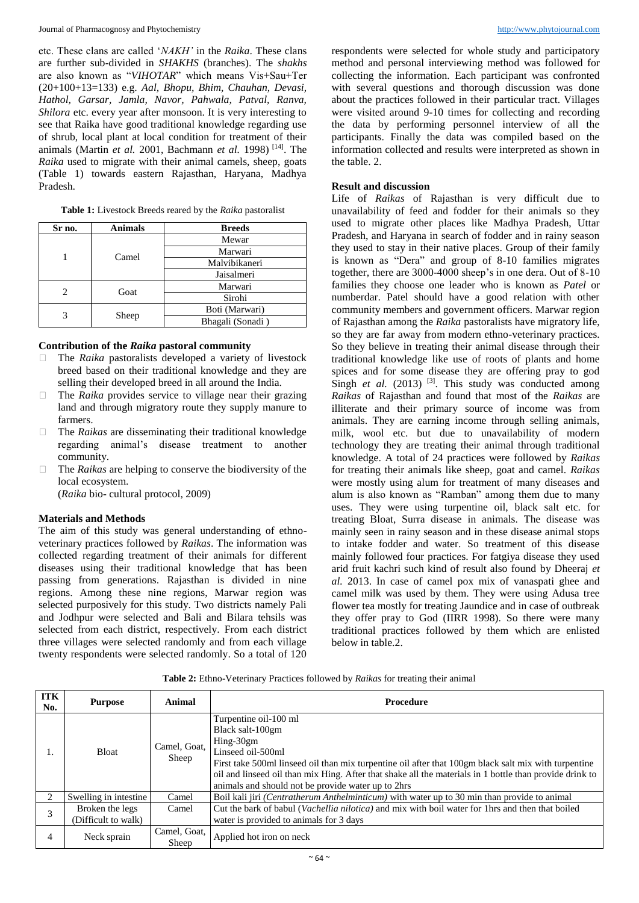etc. These clans are called '*NAKH'* in the *Raika*. These clans are further sub-divided in *SHAKHS* (branches). The *shakhs* are also known as "*VIHOTAR*" which means Vis+Sau+Ter (20+100+13=133) e.g. *Aal, Bhopu, Bhim, Chauhan, Devasi, Hathol, Garsar, Jamla, Navor, Pahwala, Patval, Ranva, Shilora* etc. every year after monsoon. It is very interesting to see that Raika have good traditional knowledge regarding use of shrub, local plant at local condition for treatment of their animals (Martin *et al.* 2001, Bachmann *et al.* 1998) [14]. The *Raika* used to migrate with their animal camels, sheep, goats (Table 1) towards eastern Rajasthan, Haryana, Madhya Pradesh.

**Table 1:** Livestock Breeds reared by the *Raika* pastoralist

| Sr no. | Animals | Breeds |
|---|---|---|
| 1 | Camel | Mewar |
| | | Marwari |
| | | Malvibikaneri |
| | | Jaisalmeri |
| 2 | Goat | Marwari |
| | | Sirohi |
| 3 | Sheep | Boti (Marwari) |
| | | Bhagali (Sonadi ) |

### Contribution of the *Raika* pastoral community

- The *Raika* pastoralists developed a variety of livestock breed based on their traditional knowledge and they are selling their developed breed in all around the India.
- The *Raika* provides service to village near their grazing land and through migratory route they supply manure to farmers.
- The *Raikas* are disseminating their traditional knowledge regarding animal's disease treatment to another community.
- The *Raikas* are helping to conserve the biodiversity of the local ecosystem.

(*Raika* bio- cultural protocol, 2009)

### Materials and Methods

The aim of this study was general understanding of ethno-veterinary practices followed by *Raikas*. The information was collected regarding treatment of their animals for different diseases using their traditional knowledge that has been passing from generations. Rajasthan is divided in nine regions. Among these nine regions, Marwar region was selected purposively for this study. Two districts namely Pali and Jodhpur were selected and Bali and Bilara tehsils was selected from each district, respectively. From each district three villages were selected randomly and from each village twenty respondents were selected randomly. So a total of 120 respondents were selected for whole study and participatory method and personal interviewing method was followed for collecting the information. Each participant was confronted with several questions and thorough discussion was done about the practices followed in their particular tract. Villages were visited around 9-10 times for collecting and recording the data by performing personnel interview of all the participants. Finally the data was compiled based on the information collected and results were interpreted as shown in the table. 2.

### Result and discussion

Life of *Raikas* of Rajasthan is very difficult due to unavailability of feed and fodder for their animals so they used to migrate other places like Madhya Pradesh, Uttar Pradesh, and Haryana in search of fodder and in rainy season they used to stay in their native places. Group of their family is known as "Dera" and group of 8-10 families migrates together, there are 3000-4000 sheep's in one dera. Out of 8-10 families they choose one leader who is known as *Patel* or numberdar. Patel should have a good relation with other community members and government officers. Marwar region of Rajasthan among the *Raika* pastoralists have migratory life, so they are far away from modern ethno-veterinary practices. So they believe in treating their animal disease through their traditional knowledge like use of roots of plants and home spices and for some disease they are offering pray to god Singh *et al.* (2013) [3]. This study was conducted among *Raikas* of Rajasthan and found that most of the *Raikas* are illiterate and their primary source of income was from animals. They are earning income through selling animals, milk, wool etc. but due to unavailability of modern technology they are treating their animal through traditional knowledge. A total of 24 practices were followed by *Raikas* for treating their animals like sheep, goat and camel. *Raikas* were mostly using alum for treatment of many diseases and alum is also known as "Ramban" among them due to many uses. They were using turpentine oil, black salt etc. for treating Bloat, Surra disease in animals. The disease was mainly seen in rainy season and in these disease animal stops to intake fodder and water. So treatment of this disease mainly followed four practices. For fatgiya disease they used arid fruit kachri such kind of result also found by Dheeraj *et al.* 2013. In case of camel pox mix of vanaspati ghee and camel milk was used by them. They were using Adusa tree flower tea mostly for treating Jaundice and in case of outbreak they offer pray to God (IIRR 1998). So there were many traditional practices followed by them which are enlisted below in table.2.

**Table 2:** Ethno-Veterinary Practices followed by *Raikas* for treating their animal

| ITK No. | Purpose | Animal | Procedure |
|---|---|---|---|
| 1. | Bloat | Camel, Goat, Sheep | Turpentine oil-100 ml<br>Black salt-100gm<br>Hing-30gm<br>Linseed oil-500ml<br>First take 500ml linseed oil than mix turpentine oil after that 100gm black salt mix with turpentine oil and linseed oil than mix Hing. After that shake all the materials in 1 bottle than provide drink to animals and should not be provide water up to 2hrs |
| 2 | Swelling in intestine | Camel | Boil kali jiri *(Centratherum Anthelminticum)* with water up to 30 min than provide to animal |
| 3 | Broken the legs (Difficult to walk) | Camel | Cut the bark of babul (*Vachellia nilotica)* and mix with boil water for 1hrs and then that boiled water is provided to animals for 3 days |
| 4 | Neck sprain | Camel, Goat, Sheep | Applied hot iron on neck |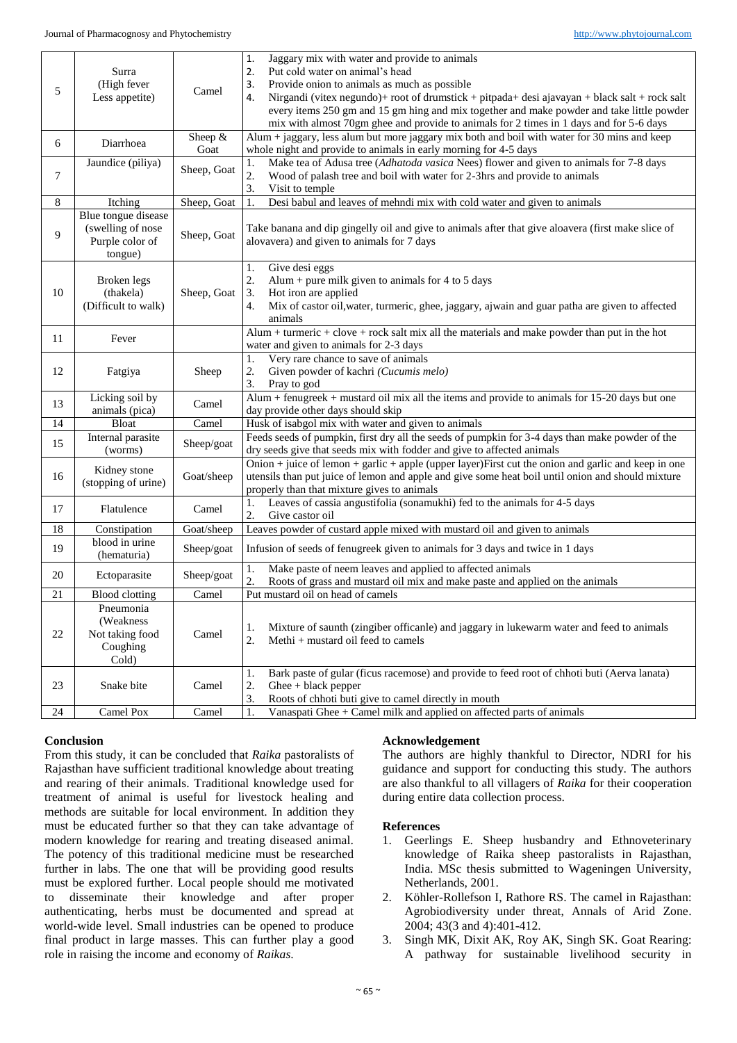| 5 | Surra (High fever Less appetite) | Camel | 1. Jaggary mix with water and provide to animals<br>2. Put cold water on animal's head<br>3. Provide onion to animals as much as possible<br>4. Nirgandi (vitex negundo)+ root of drumstick + pitpada+ desi ajavayan + black salt + rock salt every items 250 gm and 15 gm hing and mix together and make powder and take little powder mix with almost 70gm ghee and provide to animals for 2 times in 1 days and for 5-6 days |
|---|---|---|---|
| 6 | Diarrhoea | Sheep & Goat | Alum + jaggary, less alum but more jaggary mix both and boil with water for 30 mins and keep whole night and provide to animals in early morning for 4-5 days |
| 7 | Jaundice (piliya) | Sheep, Goat | 1. Make tea of Adusa tree (*Adhatoda vasica* Nees) flower and given to animals for 7-8 days<br>2. Wood of palash tree and boil with water for 2-3hrs and provide to animals<br>3. Visit to temple |
| 8 | Itching | Sheep, Goat | 1. Desi babul and leaves of mehndi mix with cold water and given to animals |
| 9 | Blue tongue disease (swelling of nose Purple color of tongue) | Sheep, Goat | Take banana and dip gingelly oil and give to animals after that give aloavera (first make slice of alovavera) and given to animals for 7 days |
| 10 | Broken legs (thakela) (Difficult to walk) | Sheep, Goat | 1. Give desi eggs<br>2. Alum + pure milk given to animals for 4 to 5 days<br>3. Hot iron are applied<br>4. Mix of castor oil,water, turmeric, ghee, jaggary, ajwain and guar patha are given to affected animals |
| 11 | Fever | | Alum + turmeric + clove + rock salt mix all the materials and make powder than put in the hot water and given to animals for 2-3 days |
| 12 | Fatgiya | Sheep | 1. Very rare chance to save of animals<br>2. Given powder of kachri *(Cucumis melo)*<br>3. Pray to god |
| 13 | Licking soil by animals (pica) | Camel | Alum + fenugreek + mustard oil mix all the items and provide to animals for 15-20 days but one day provide other days should skip |
| 14 | Bloat | Camel | Husk of isabgol mix with water and given to animals |
| 15 | Internal parasite (worms) | Sheep/goat | Feeds seeds of pumpkin, first dry all the seeds of pumpkin for 3-4 days than make powder of the dry seeds give that seeds mix with fodder and give to affected animals |
| 16 | Kidney stone (stopping of urine) | Goat/sheep | Onion + juice of lemon + garlic + apple (upper layer)First cut the onion and garlic and keep in one utensils than put juice of lemon and apple and give some heat boil until onion and should mixture properly than that mixture gives to animals |
| 17 | Flatulence | Camel | 1. Leaves of cassia angustifolia (sonamukhi) fed to the animals for 4-5 days<br>2. Give castor oil |
| 18 | Constipation | Goat/sheep | Leaves powder of custard apple mixed with mustard oil and given to animals |
| 19 | blood in urine (hematuria) | Sheep/goat | Infusion of seeds of fenugreek given to animals for 3 days and twice in 1 days |
| 20 | Ectoparasite | Sheep/goat | 1. Make paste of neem leaves and applied to affected animals<br>2. Roots of grass and mustard oil mix and make paste and applied on the animals |
| 21 | Blood clotting | Camel | Put mustard oil on head of camels |
| 22 | Pneumonia (Weakness Not taking food Coughing Cold) | Camel | 1. Mixture of saunth (zingiber officanle) and jaggary in lukewarm water and feed to animals<br>2. Methi + mustard oil feed to camels |
| 23 | Snake bite | Camel | 1. Bark paste of gular (ficus racemose) and provide to feed root of chhoti buti (Aerva lanata)<br>2. Ghee + black pepper<br>3. Roots of chhoti buti give to camel directly in mouth |
| 24 | Camel Pox | Camel | 1. Vanaspati Ghee + Camel milk and applied on affected parts of animals |

## Conclusion

From this study, it can be concluded that *Raika* pastoralists of Rajasthan have sufficient traditional knowledge about treating and rearing of their animals. Traditional knowledge used for treatment of animal is useful for livestock healing and methods are suitable for local environment. In addition they must be educated further so that they can take advantage of modern knowledge for rearing and treating diseased animal. The potency of this traditional medicine must be researched further in labs. The one that will be providing good results must be explored further. Local people should me motivated to disseminate their knowledge and after proper authenticating, herbs must be documented and spread at world-wide level. Small industries can be opened to produce final product in large masses. This can further play a good role in raising the income and economy of *Raikas*.

## Acknowledgement

The authors are highly thankful to Director, NDRI for his guidance and support for conducting this study. The authors are also thankful to all villagers of *Raika* for their cooperation during entire data collection process.

## References

1. Geerlings E. Sheep husbandry and Ethnoveterinary knowledge of Raika sheep pastoralists in Rajasthan, India. MSc thesis submitted to Wageningen University, Netherlands, 2001.
2. Köhler-Rollefson I, Rathore RS. The camel in Rajasthan: Agrobiodiversity under threat, Annals of Arid Zone. 2004; 43(3 and 4):401-412.
3. Singh MK, Dixit AK, Roy AK, Singh SK. Goat Rearing: A pathway for sustainable livelihood security in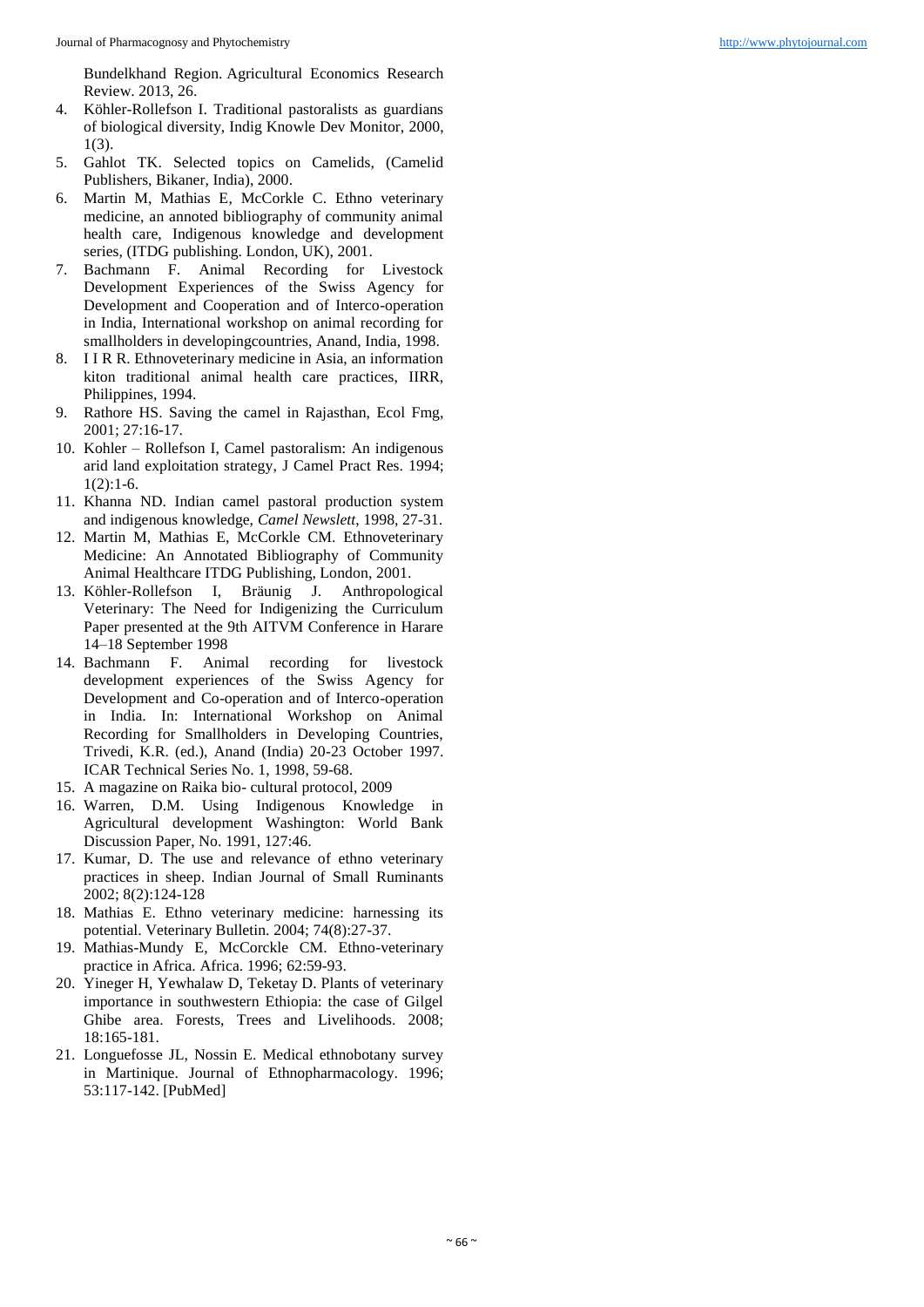Bundelkhand Region. Agricultural Economics Research Review. 2013, 26.

4. Köhler-Rollefson I. Traditional pastoralists as guardians of biological diversity, Indig Knowle Dev Monitor, 2000, 1(3).
5. Gahlot TK. Selected topics on Camelids, (Camelid Publishers, Bikaner, India), 2000.
6. Martin M, Mathias E, McCorkle C. Ethno veterinary medicine, an annoted bibliography of community animal health care, Indigenous knowledge and development series, (ITDG publishing. London, UK), 2001.
7. Bachmann F. Animal Recording for Livestock Development Experiences of the Swiss Agency for Development and Cooperation and of Interco-operation in India, International workshop on animal recording for smallholders in developingcountries, Anand, India, 1998.
8. I I R R. Ethnoveterinary medicine in Asia, an information kiton traditional animal health care practices, IIRR, Philippines, 1994.
9. Rathore HS. Saving the camel in Rajasthan, Ecol Fmg, 2001; 27:16-17.
10. Kohler – Rollefson I, Camel pastoralism: An indigenous arid land exploitation strategy, J Camel Pract Res. 1994; 1(2):1-6.
11. Khanna ND. Indian camel pastoral production system and indigenous knowledge, *Camel Newslett*, 1998, 27-31.
12. Martin M, Mathias E, McCorkle CM. Ethnoveterinary Medicine: An Annotated Bibliography of Community Animal Healthcare ITDG Publishing, London, 2001.
13. Köhler-Rollefson I, Bräunig J. Anthropological Veterinary: The Need for Indigenizing the Curriculum Paper presented at the 9th AITVM Conference in Harare 14–18 September 1998
14. Bachmann F. Animal recording for livestock development experiences of the Swiss Agency for Development and Co-operation and of Interco-operation in India. In: International Workshop on Animal Recording for Smallholders in Developing Countries, Trivedi, K.R. (ed.), Anand (India) 20-23 October 1997. ICAR Technical Series No. 1, 1998, 59-68.
15. A magazine on Raika bio- cultural protocol, 2009
16. Warren, D.M. Using Indigenous Knowledge in Agricultural development Washington: World Bank Discussion Paper, No. 1991, 127:46.
17. Kumar, D. The use and relevance of ethno veterinary practices in sheep. Indian Journal of Small Ruminants 2002; 8(2):124-128
18. Mathias E. Ethno veterinary medicine: harnessing its potential. Veterinary Bulletin. 2004; 74(8):27-37.
19. Mathias-Mundy E, McCorckle CM. Ethno-veterinary practice in Africa. Africa. 1996; 62:59-93.
20. Yineger H, Yewhalaw D, Teketay D. Plants of veterinary importance in southwestern Ethiopia: the case of Gilgel Ghibe area. Forests, Trees and Livelihoods. 2008; 18:165-181.
21. Longuefosse JL, Nossin E. Medical ethnobotany survey in Martinique. Journal of Ethnopharmacology. 1996; 53:117-142. [PubMed]